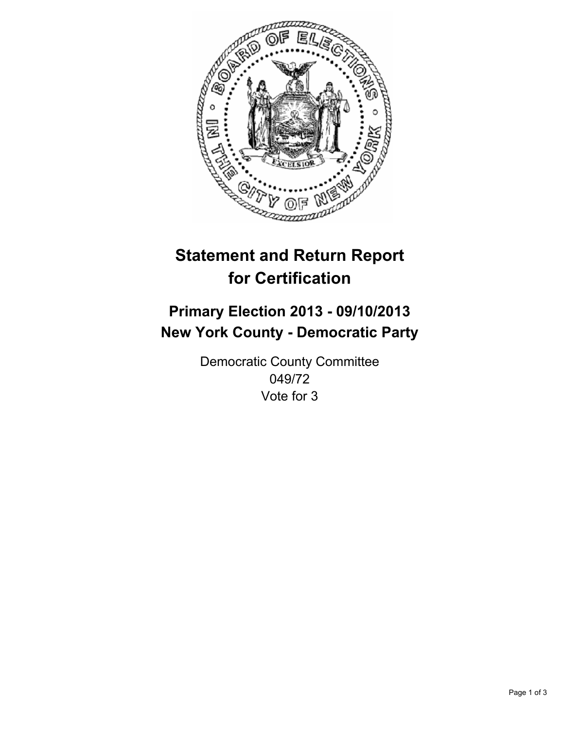# Statement and Return Report for Certification

## Primary Election 2013 - 09/10/2013
## New York County - Democratic Party

Democratic County Committee
049/72
Vote for 3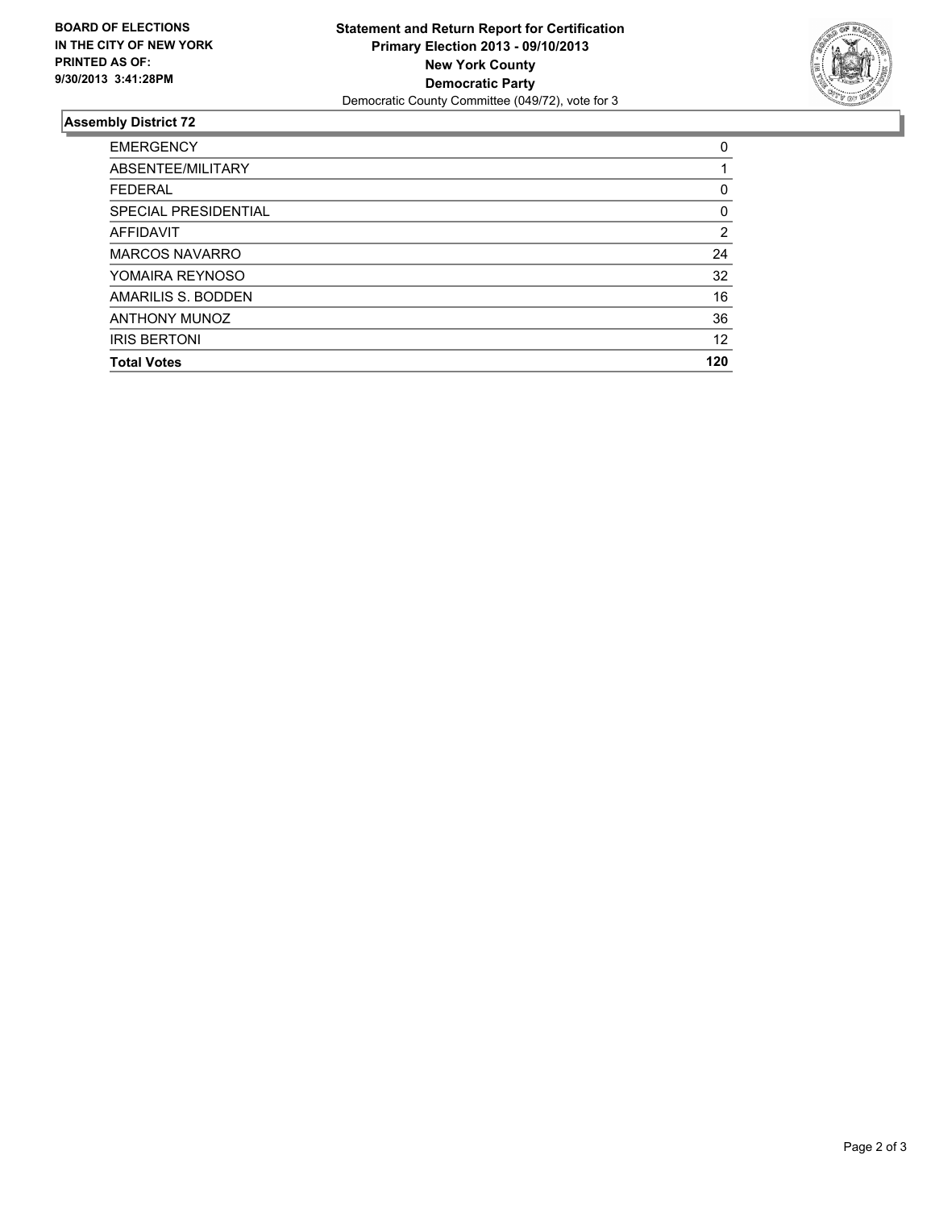**BOARD OF ELECTIONS**
**IN THE CITY OF NEW YORK**
**PRINTED AS OF:**
**9/30/2013 3:41:28PM**

**Statement and Return Report for Certification**
**Primary Election 2013 - 09/10/2013**
**New York County**
**Democratic Party**
Democratic County Committee (049/72), vote for 3

## Assembly District 72

| | |
|---|---|
| EMERGENCY | 0 |
| ABSENTEE/MILITARY | 1 |
| FEDERAL | 0 |
| SPECIAL PRESIDENTIAL | 0 |
| AFFIDAVIT | 2 |
| MARCOS NAVARRO | 24 |
| YOMAIRA REYNOSO | 32 |
| AMARILIS S. BODDEN | 16 |
| ANTHONY MUNOZ | 36 |
| IRIS BERTONI | 12 |
| **Total Votes** | **120** |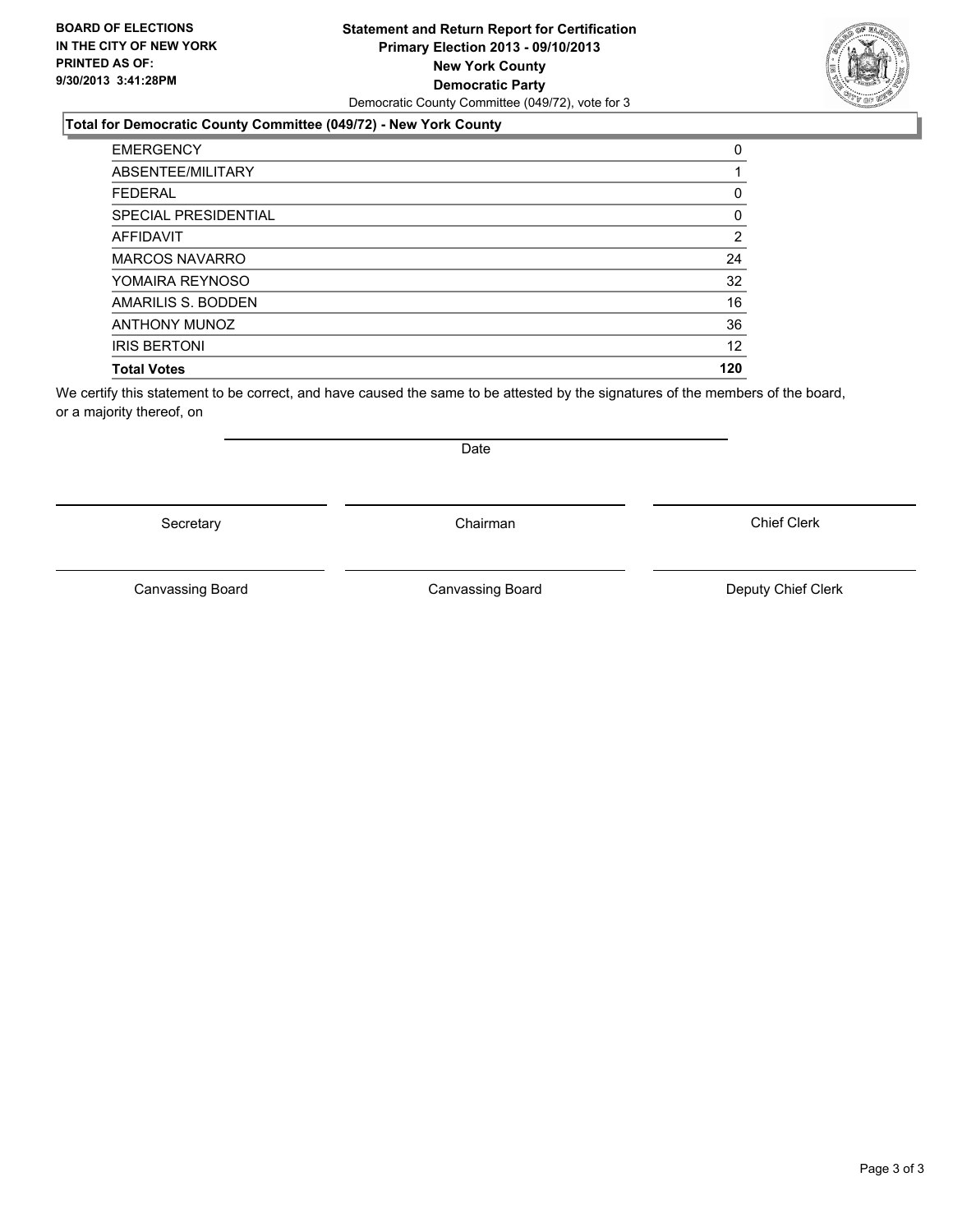**BOARD OF ELECTIONS IN THE CITY OF NEW YORK PRINTED AS OF: 9/30/2013 3:41:28PM**

**Statement and Return Report for Certification**
**Primary Election 2013 - 09/10/2013**
**New York County**
**Democratic Party**
Democratic County Committee (049/72), vote for 3

### Total for Democratic County Committee (049/72) - New York County

| | |
|---|---|
| EMERGENCY | 0 |
| ABSENTEE/MILITARY | 1 |
| FEDERAL | 0 |
| SPECIAL PRESIDENTIAL | 0 |
| AFFIDAVIT | 2 |
| MARCOS NAVARRO | 24 |
| YOMAIRA REYNOSO | 32 |
| AMARILIS S. BODDEN | 16 |
| ANTHONY MUNOZ | 36 |
| IRIS BERTONI | 12 |
| **Total Votes** | **120** |

We certify this statement to be correct, and have caused the same to be attested by the signatures of the members of the board, or a majority thereof, on

Date

Secretary

Chairman

Chief Clerk

Canvassing Board

Canvassing Board

Deputy Chief Clerk